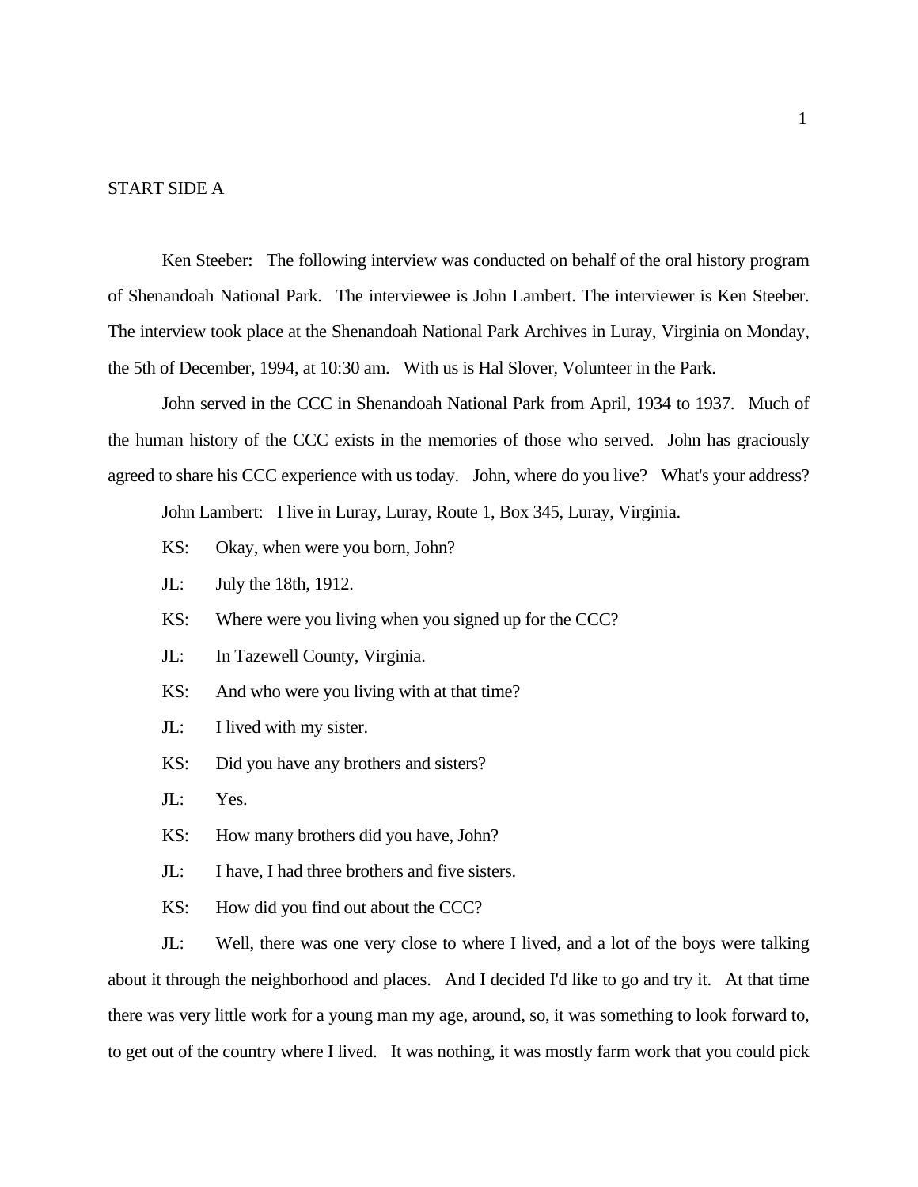START SIDE A

Ken Steeber: The following interview was conducted on behalf of the oral history program of Shenandoah National Park. The interviewee is John Lambert. The interviewer is Ken Steeber. The interview took place at the Shenandoah National Park Archives in Luray, Virginia on Monday, the 5th of December, 1994, at 10:30 am. With us is Hal Slover, Volunteer in the Park.

John served in the CCC in Shenandoah National Park from April, 1934 to 1937. Much of the human history of the CCC exists in the memories of those who served. John has graciously agreed to share his CCC experience with us today. John, where do you live? What's your address?

John Lambert: I live in Luray, Luray, Route 1, Box 345, Luray, Virginia.

KS: Okay, when were you born, John?

JL: July the 18th, 1912.

KS: Where were you living when you signed up for the CCC?

JL: In Tazewell County, Virginia.

KS: And who were you living with at that time?

JL: I lived with my sister.

KS: Did you have any brothers and sisters?

JL: Yes.

KS: How many brothers did you have, John?

JL: I have, I had three brothers and five sisters.

KS: How did you find out about the CCC?

JL: Well, there was one very close to where I lived, and a lot of the boys were talking about it through the neighborhood and places. And I decided I'd like to go and try it. At that time there was very little work for a young man my age, around, so, it was something to look forward to, to get out of the country where I lived. It was nothing, it was mostly farm work that you could pick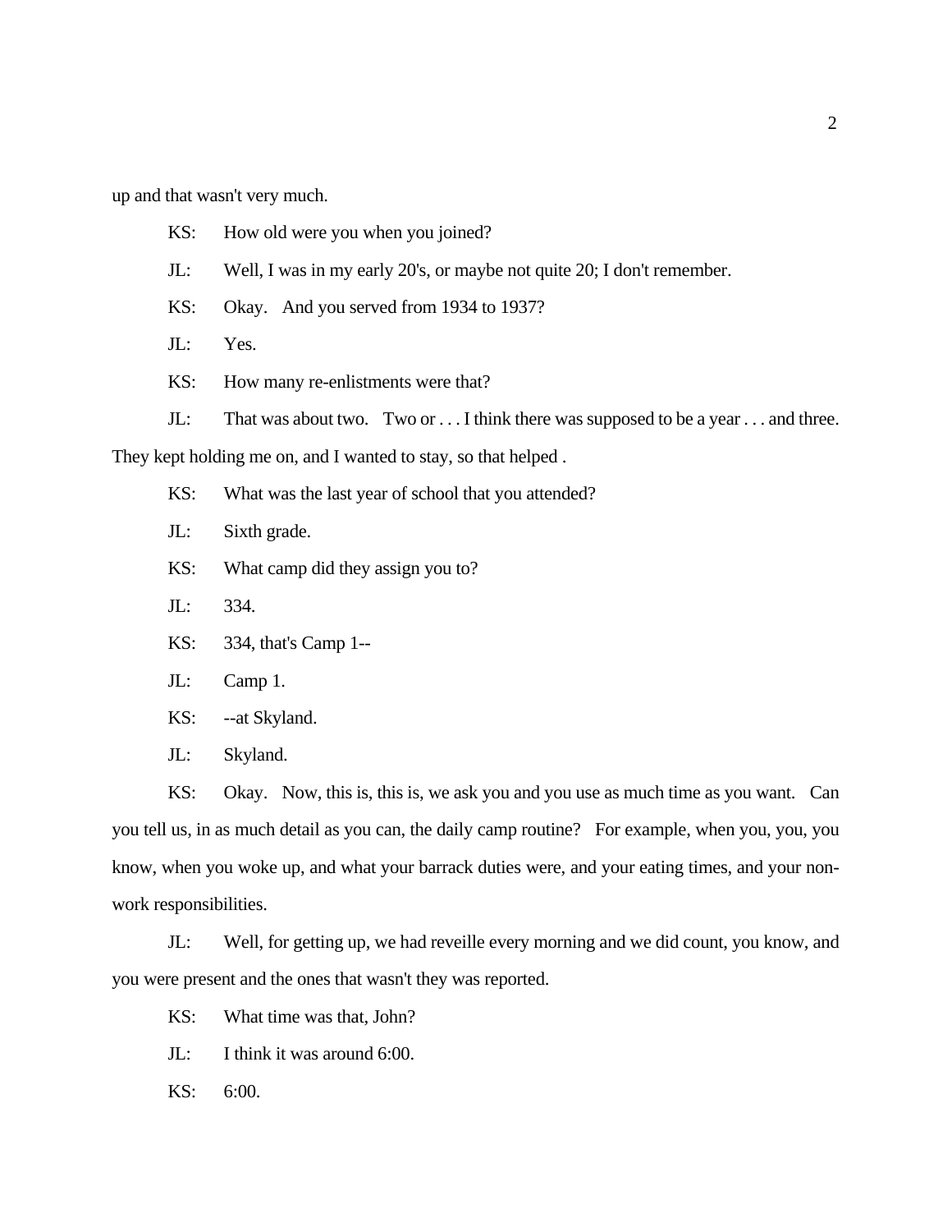up and that wasn't very much.

KS: How old were you when you joined?

JL: Well, I was in my early 20's, or maybe not quite 20; I don't remember.

KS: Okay. And you served from 1934 to 1937?

JL: Yes.

KS: How many re-enlistments were that?

JL: That was about two. Two or . . . I think there was supposed to be a year . . . and three. They kept holding me on, and I wanted to stay, so that helped .

KS: What was the last year of school that you attended?

JL: Sixth grade.

KS: What camp did they assign you to?

JL: 334.

KS: 334, that's Camp 1--

JL: Camp 1.

KS: --at Skyland.

JL: Skyland.

KS: Okay. Now, this is, this is, we ask you and you use as much time as you want. Can you tell us, in as much detail as you can, the daily camp routine? For example, when you, you, you know, when you woke up, and what your barrack duties were, and your eating times, and your non-work responsibilities.

JL: Well, for getting up, we had reveille every morning and we did count, you know, and you were present and the ones that wasn't they was reported.

KS: What time was that, John?

JL: I think it was around 6:00.

KS: 6:00.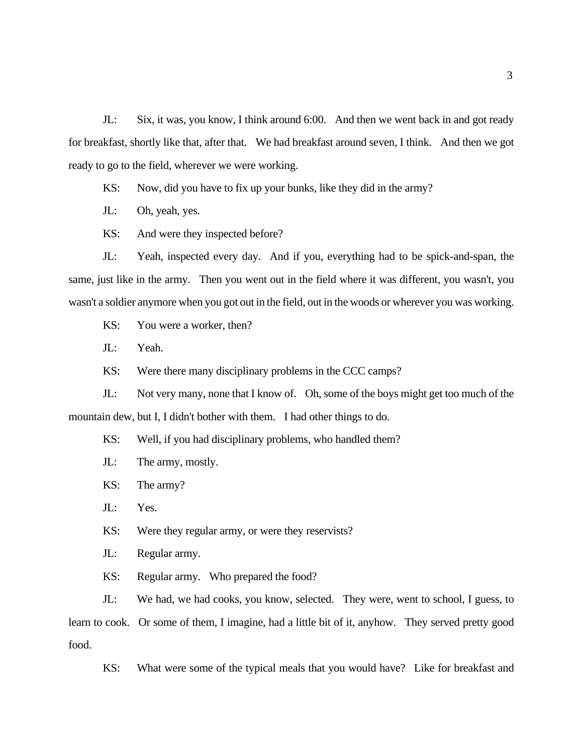JL: Six, it was, you know, I think around 6:00. And then we went back in and got ready for breakfast, shortly like that, after that. We had breakfast around seven, I think. And then we got ready to go to the field, wherever we were working.

KS: Now, did you have to fix up your bunks, like they did in the army?

JL: Oh, yeah, yes.

KS: And were they inspected before?

JL: Yeah, inspected every day. And if you, everything had to be spick-and-span, the same, just like in the army. Then you went out in the field where it was different, you wasn't, you wasn't a soldier anymore when you got out in the field, out in the woods or wherever you was working.

KS: You were a worker, then?

JL: Yeah.

KS: Were there many disciplinary problems in the CCC camps?

JL: Not very many, none that I know of. Oh, some of the boys might get too much of the mountain dew, but I, I didn't bother with them. I had other things to do.

KS: Well, if you had disciplinary problems, who handled them?

JL: The army, mostly.

KS: The army?

JL: Yes.

KS: Were they regular army, or were they reservists?

JL: Regular army.

KS: Regular army. Who prepared the food?

JL: We had, we had cooks, you know, selected. They were, went to school, I guess, to learn to cook. Or some of them, I imagine, had a little bit of it, anyhow. They served pretty good food.

KS: What were some of the typical meals that you would have? Like for breakfast and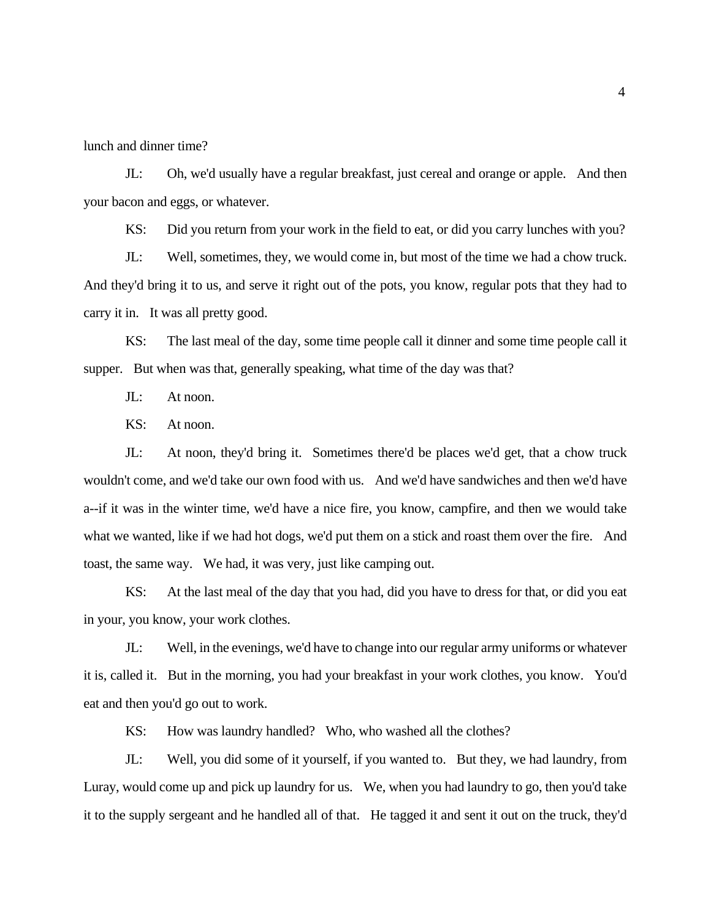lunch and dinner time?

JL: Oh, we'd usually have a regular breakfast, just cereal and orange or apple. And then your bacon and eggs, or whatever.

KS: Did you return from your work in the field to eat, or did you carry lunches with you?

JL: Well, sometimes, they, we would come in, but most of the time we had a chow truck. And they'd bring it to us, and serve it right out of the pots, you know, regular pots that they had to carry it in. It was all pretty good.

KS: The last meal of the day, some time people call it dinner and some time people call it supper. But when was that, generally speaking, what time of the day was that?

JL: At noon.

KS: At noon.

JL: At noon, they'd bring it. Sometimes there'd be places we'd get, that a chow truck wouldn't come, and we'd take our own food with us. And we'd have sandwiches and then we'd have a--if it was in the winter time, we'd have a nice fire, you know, campfire, and then we would take what we wanted, like if we had hot dogs, we'd put them on a stick and roast them over the fire. And toast, the same way. We had, it was very, just like camping out.

KS: At the last meal of the day that you had, did you have to dress for that, or did you eat in your, you know, your work clothes.

JL: Well, in the evenings, we'd have to change into our regular army uniforms or whatever it is, called it. But in the morning, you had your breakfast in your work clothes, you know. You'd eat and then you'd go out to work.

KS: How was laundry handled? Who, who washed all the clothes?

JL: Well, you did some of it yourself, if you wanted to. But they, we had laundry, from Luray, would come up and pick up laundry for us. We, when you had laundry to go, then you'd take it to the supply sergeant and he handled all of that. He tagged it and sent it out on the truck, they'd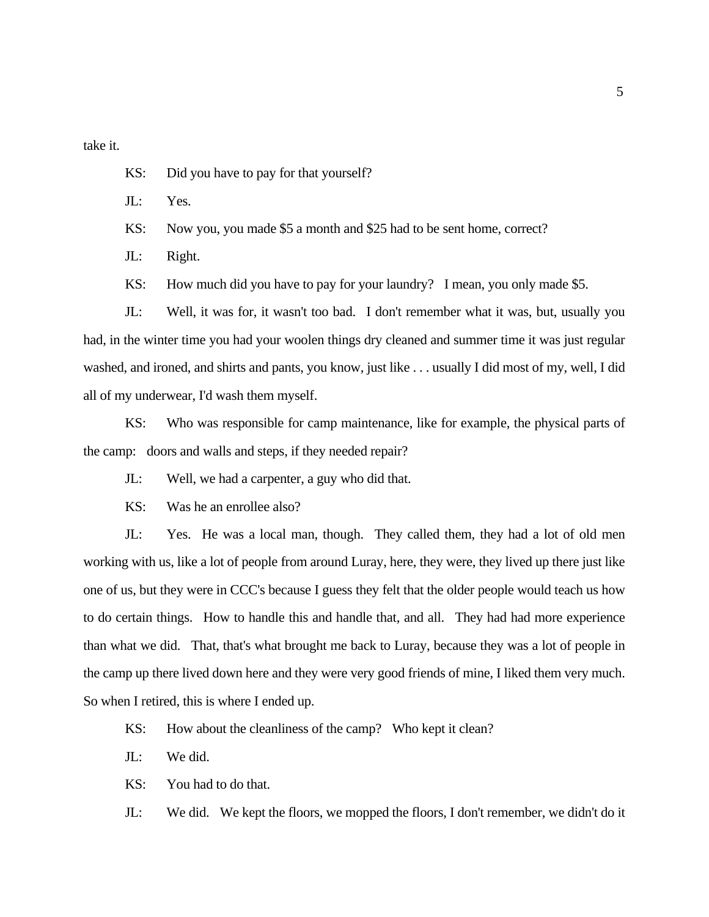take it.

KS: Did you have to pay for that yourself?

JL: Yes.

KS: Now you, you made $5 a month and $25 had to be sent home, correct?

JL: Right.

KS: How much did you have to pay for your laundry? I mean, you only made $5.

JL: Well, it was for, it wasn't too bad. I don't remember what it was, but, usually you had, in the winter time you had your woolen things dry cleaned and summer time it was just regular washed, and ironed, and shirts and pants, you know, just like . . . usually I did most of my, well, I did all of my underwear, I'd wash them myself.

KS: Who was responsible for camp maintenance, like for example, the physical parts of the camp: doors and walls and steps, if they needed repair?

JL: Well, we had a carpenter, a guy who did that.

KS: Was he an enrollee also?

JL: Yes. He was a local man, though. They called them, they had a lot of old men working with us, like a lot of people from around Luray, here, they were, they lived up there just like one of us, but they were in CCC's because I guess they felt that the older people would teach us how to do certain things. How to handle this and handle that, and all. They had had more experience than what we did. That, that's what brought me back to Luray, because they was a lot of people in the camp up there lived down here and they were very good friends of mine, I liked them very much. So when I retired, this is where I ended up.

KS: How about the cleanliness of the camp? Who kept it clean?

JL: We did.

KS: You had to do that.

JL: We did. We kept the floors, we mopped the floors, I don't remember, we didn't do it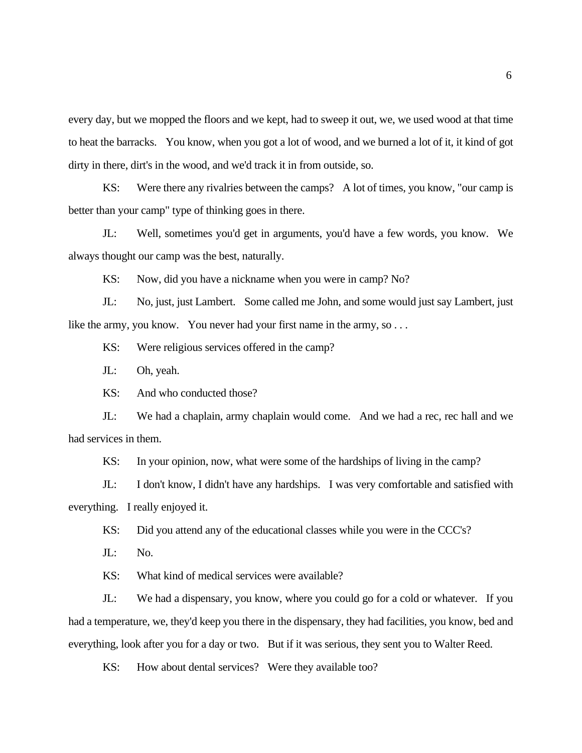every day, but we mopped the floors and we kept, had to sweep it out, we, we used wood at that time to heat the barracks. You know, when you got a lot of wood, and we burned a lot of it, it kind of got dirty in there, dirt's in the wood, and we'd track it in from outside, so.

KS: Were there any rivalries between the camps? A lot of times, you know, "our camp is better than your camp" type of thinking goes in there.

JL: Well, sometimes you'd get in arguments, you'd have a few words, you know. We always thought our camp was the best, naturally.

KS: Now, did you have a nickname when you were in camp? No?

JL: No, just, just Lambert. Some called me John, and some would just say Lambert, just like the army, you know. You never had your first name in the army, so . . .

KS: Were religious services offered in the camp?

JL: Oh, yeah.

KS: And who conducted those?

JL: We had a chaplain, army chaplain would come. And we had a rec, rec hall and we had services in them.

KS: In your opinion, now, what were some of the hardships of living in the camp?

JL: I don't know, I didn't have any hardships. I was very comfortable and satisfied with everything. I really enjoyed it.

KS: Did you attend any of the educational classes while you were in the CCC's?

JL: No.

KS: What kind of medical services were available?

JL: We had a dispensary, you know, where you could go for a cold or whatever. If you had a temperature, we, they'd keep you there in the dispensary, they had facilities, you know, bed and everything, look after you for a day or two. But if it was serious, they sent you to Walter Reed.

KS: How about dental services? Were they available too?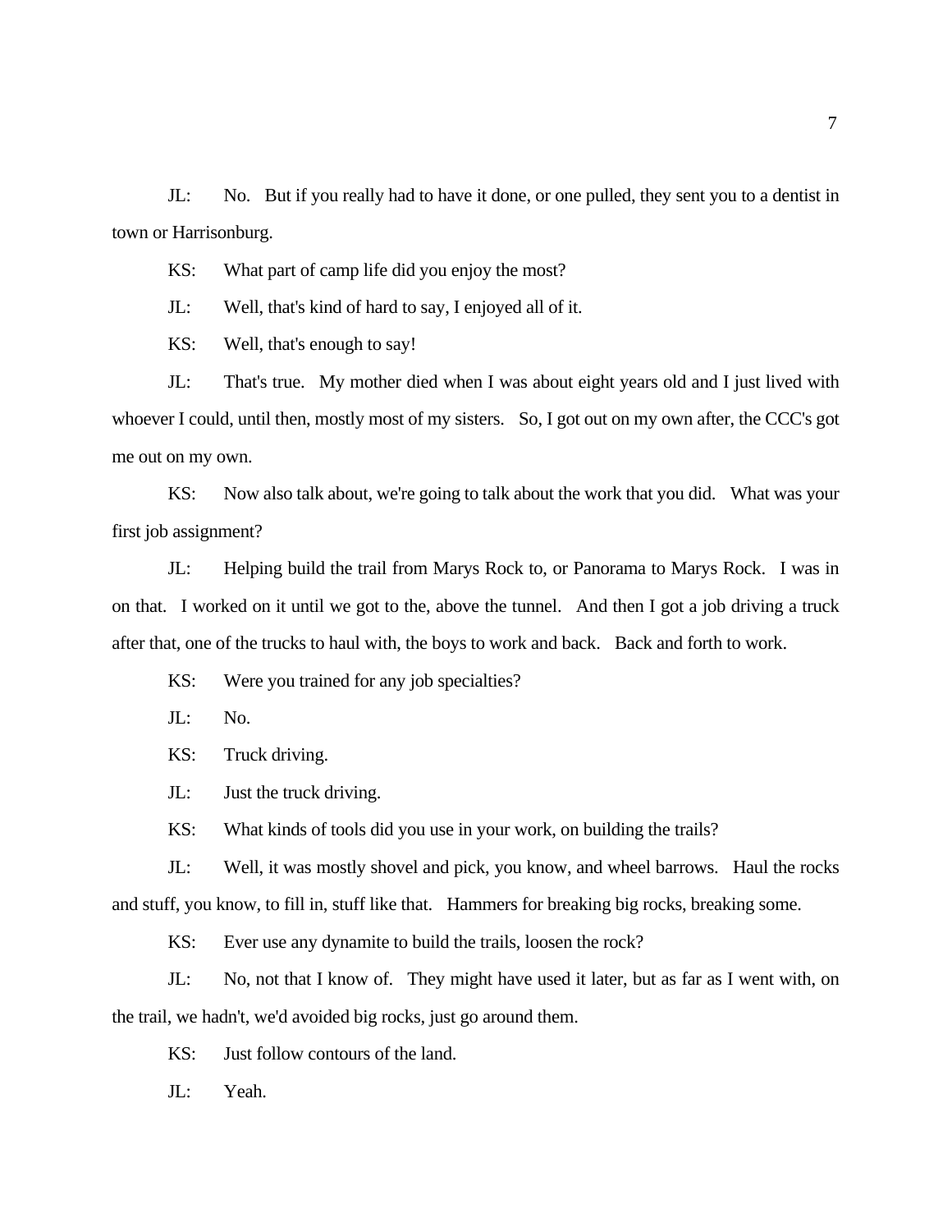JL: No. But if you really had to have it done, or one pulled, they sent you to a dentist in town or Harrisonburg.

KS: What part of camp life did you enjoy the most?

JL: Well, that's kind of hard to say, I enjoyed all of it.

KS: Well, that's enough to say!

JL: That's true. My mother died when I was about eight years old and I just lived with whoever I could, until then, mostly most of my sisters. So, I got out on my own after, the CCC's got me out on my own.

KS: Now also talk about, we're going to talk about the work that you did. What was your first job assignment?

JL: Helping build the trail from Marys Rock to, or Panorama to Marys Rock. I was in on that. I worked on it until we got to the, above the tunnel. And then I got a job driving a truck after that, one of the trucks to haul with, the boys to work and back. Back and forth to work.

KS: Were you trained for any job specialties?

JL: No.

KS: Truck driving.

JL: Just the truck driving.

KS: What kinds of tools did you use in your work, on building the trails?

JL: Well, it was mostly shovel and pick, you know, and wheel barrows. Haul the rocks and stuff, you know, to fill in, stuff like that. Hammers for breaking big rocks, breaking some.

KS: Ever use any dynamite to build the trails, loosen the rock?

JL: No, not that I know of. They might have used it later, but as far as I went with, on the trail, we hadn't, we'd avoided big rocks, just go around them.

KS: Just follow contours of the land.

JL: Yeah.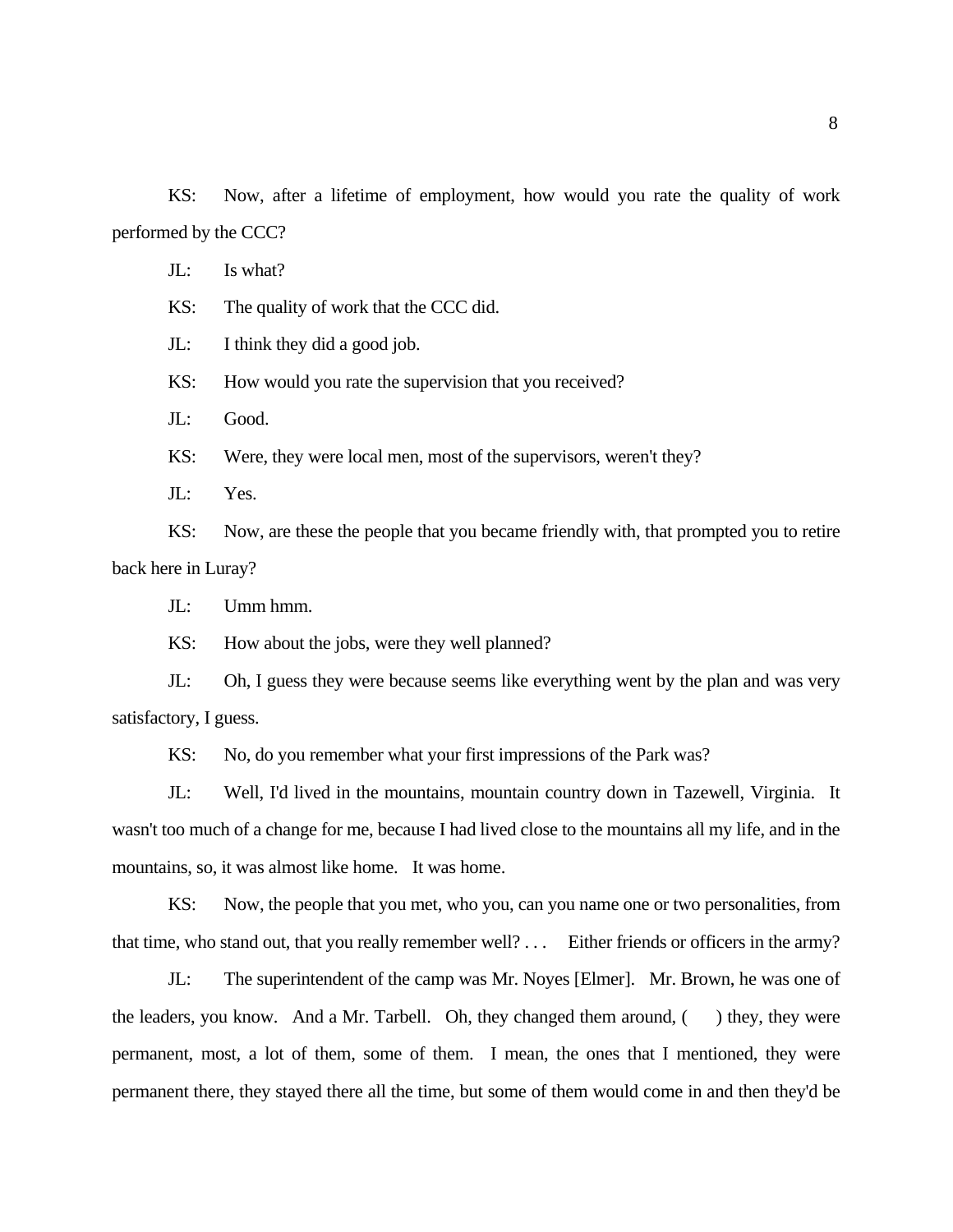KS: Now, after a lifetime of employment, how would you rate the quality of work performed by the CCC?

JL: Is what?

KS: The quality of work that the CCC did.

JL: I think they did a good job.

KS: How would you rate the supervision that you received?

JL: Good.

KS: Were, they were local men, most of the supervisors, weren't they?

JL: Yes.

KS: Now, are these the people that you became friendly with, that prompted you to retire back here in Luray?

JL: Umm hmm.

KS: How about the jobs, were they well planned?

JL: Oh, I guess they were because seems like everything went by the plan and was very satisfactory, I guess.

KS: No, do you remember what your first impressions of the Park was?

JL: Well, I'd lived in the mountains, mountain country down in Tazewell, Virginia. It wasn't too much of a change for me, because I had lived close to the mountains all my life, and in the mountains, so, it was almost like home. It was home.

KS: Now, the people that you met, who you, can you name one or two personalities, from that time, who stand out, that you really remember well? . . . Either friends or officers in the army?

JL: The superintendent of the camp was Mr. Noyes [Elmer]. Mr. Brown, he was one of the leaders, you know. And a Mr. Tarbell. Oh, they changed them around, ( ) they, they were permanent, most, a lot of them, some of them. I mean, the ones that I mentioned, they were permanent there, they stayed there all the time, but some of them would come in and then they'd be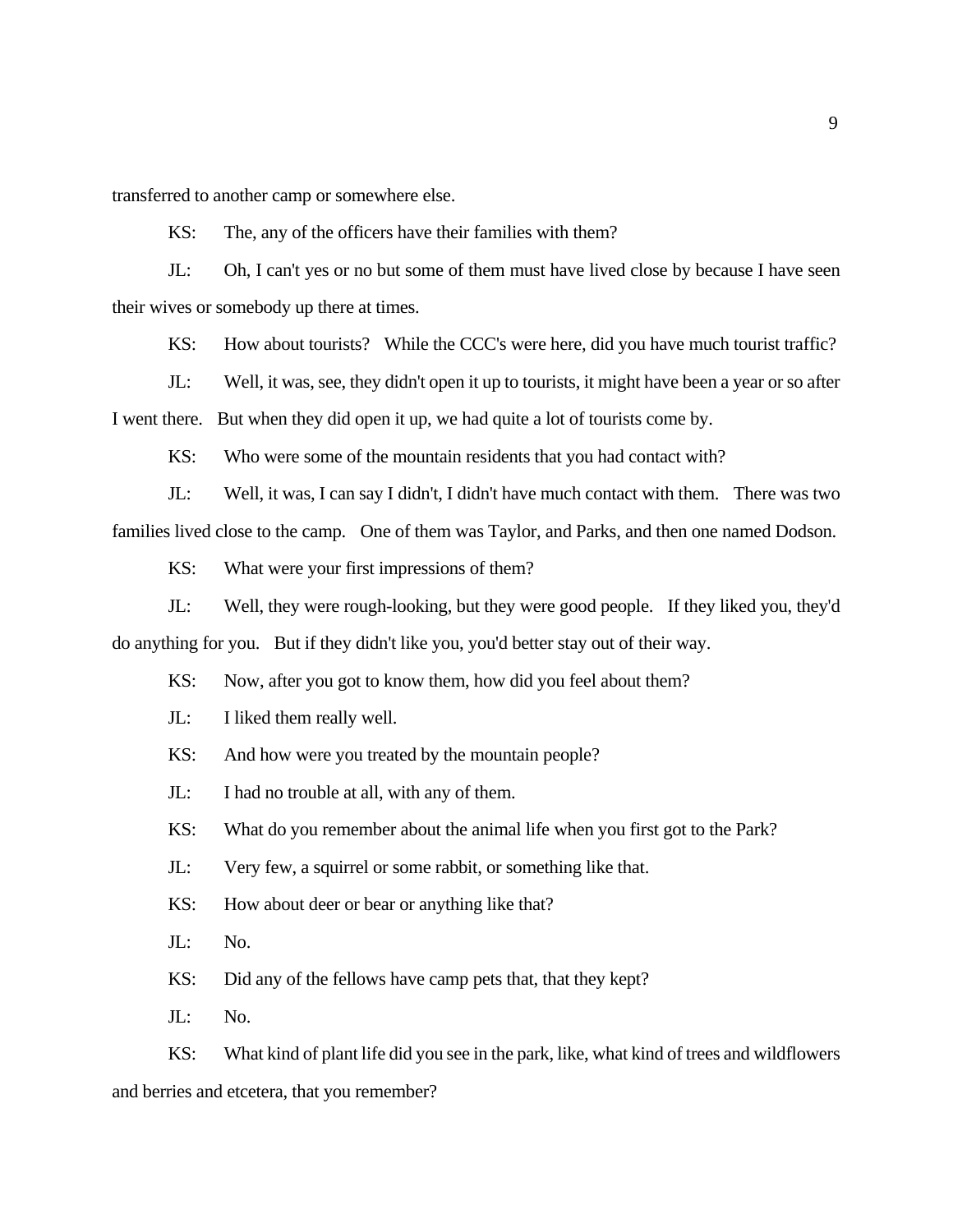transferred to another camp or somewhere else.

KS: The, any of the officers have their families with them?

JL: Oh, I can't yes or no but some of them must have lived close by because I have seen their wives or somebody up there at times.

KS: How about tourists? While the CCC's were here, did you have much tourist traffic?

JL: Well, it was, see, they didn't open it up to tourists, it might have been a year or so after I went there. But when they did open it up, we had quite a lot of tourists come by.

KS: Who were some of the mountain residents that you had contact with?

JL: Well, it was, I can say I didn't, I didn't have much contact with them. There was two families lived close to the camp. One of them was Taylor, and Parks, and then one named Dodson.

KS: What were your first impressions of them?

JL: Well, they were rough-looking, but they were good people. If they liked you, they'd do anything for you. But if they didn't like you, you'd better stay out of their way.

KS: Now, after you got to know them, how did you feel about them?

JL: I liked them really well.

KS: And how were you treated by the mountain people?

JL: I had no trouble at all, with any of them.

KS: What do you remember about the animal life when you first got to the Park?

JL: Very few, a squirrel or some rabbit, or something like that.

KS: How about deer or bear or anything like that?

JL: No.

KS: Did any of the fellows have camp pets that, that they kept?

JL: No.

KS: What kind of plant life did you see in the park, like, what kind of trees and wildflowers and berries and etcetera, that you remember?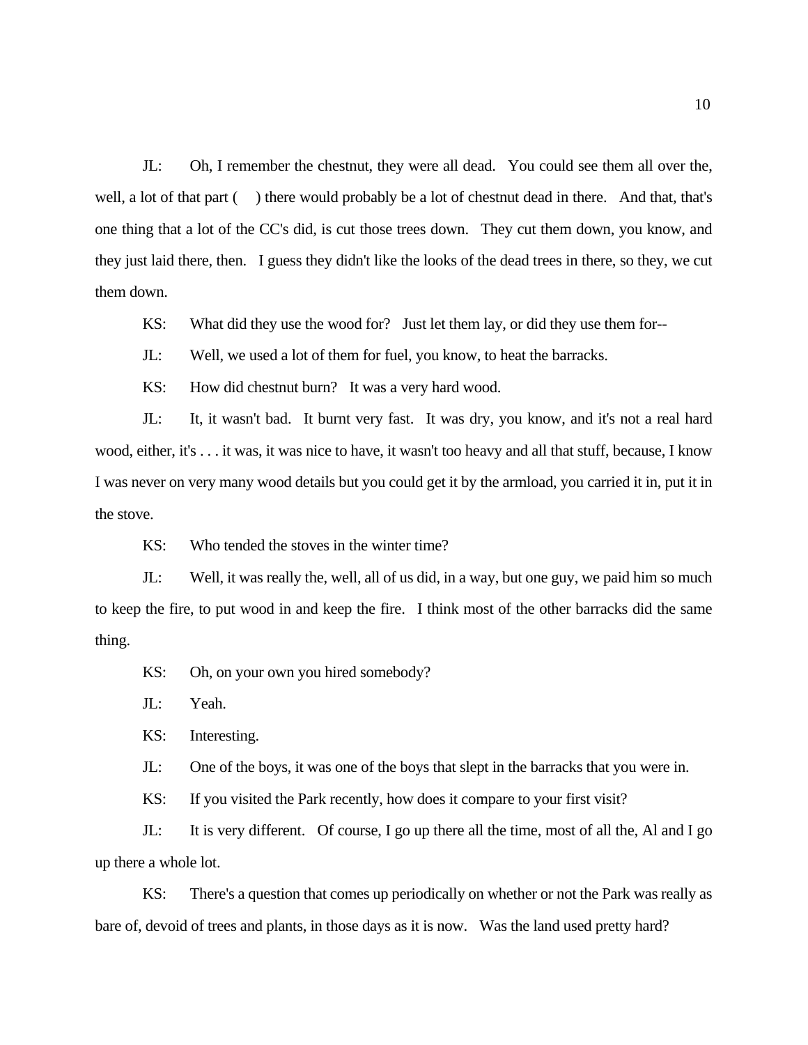JL: Oh, I remember the chestnut, they were all dead. You could see them all over the, well, a lot of that part ( ) there would probably be a lot of chestnut dead in there. And that, that's one thing that a lot of the CC's did, is cut those trees down. They cut them down, you know, and they just laid there, then. I guess they didn't like the looks of the dead trees in there, so they, we cut them down.

KS: What did they use the wood for? Just let them lay, or did they use them for--

JL: Well, we used a lot of them for fuel, you know, to heat the barracks.

KS: How did chestnut burn? It was a very hard wood.

JL: It, it wasn't bad. It burnt very fast. It was dry, you know, and it's not a real hard wood, either, it's . . . it was, it was nice to have, it wasn't too heavy and all that stuff, because, I know I was never on very many wood details but you could get it by the armload, you carried it in, put it in the stove.

KS: Who tended the stoves in the winter time?

JL: Well, it was really the, well, all of us did, in a way, but one guy, we paid him so much to keep the fire, to put wood in and keep the fire. I think most of the other barracks did the same thing.

KS: Oh, on your own you hired somebody?

JL: Yeah.

KS: Interesting.

JL: One of the boys, it was one of the boys that slept in the barracks that you were in.

KS: If you visited the Park recently, how does it compare to your first visit?

JL: It is very different. Of course, I go up there all the time, most of all the, Al and I go up there a whole lot.

KS: There's a question that comes up periodically on whether or not the Park was really as bare of, devoid of trees and plants, in those days as it is now. Was the land used pretty hard?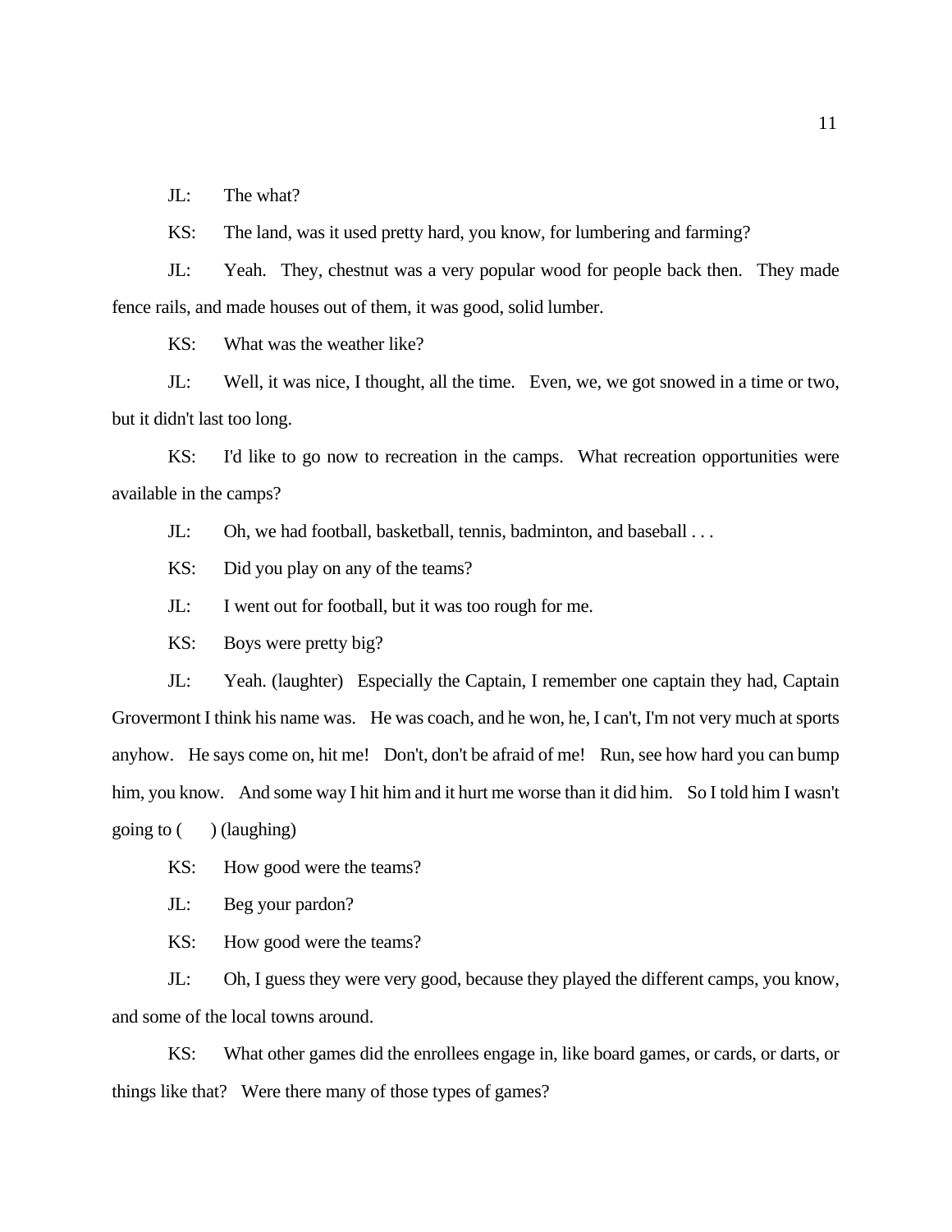JL: The what?

KS: The land, was it used pretty hard, you know, for lumbering and farming?

JL: Yeah. They, chestnut was a very popular wood for people back then. They made fence rails, and made houses out of them, it was good, solid lumber.

KS: What was the weather like?

JL: Well, it was nice, I thought, all the time. Even, we, we got snowed in a time or two, but it didn't last too long.

KS: I'd like to go now to recreation in the camps. What recreation opportunities were available in the camps?

JL: Oh, we had football, basketball, tennis, badminton, and baseball . . .

KS: Did you play on any of the teams?

JL: I went out for football, but it was too rough for me.

KS: Boys were pretty big?

JL: Yeah. (laughter) Especially the Captain, I remember one captain they had, Captain Grovermont I think his name was. He was coach, and he won, he, I can't, I'm not very much at sports anyhow. He says come on, hit me! Don't, don't be afraid of me! Run, see how hard you can bump him, you know. And some way I hit him and it hurt me worse than it did him. So I told him I wasn't going to ( ) (laughing)

KS: How good were the teams?

JL: Beg your pardon?

KS: How good were the teams?

JL: Oh, I guess they were very good, because they played the different camps, you know, and some of the local towns around.

KS: What other games did the enrollees engage in, like board games, or cards, or darts, or things like that? Were there many of those types of games?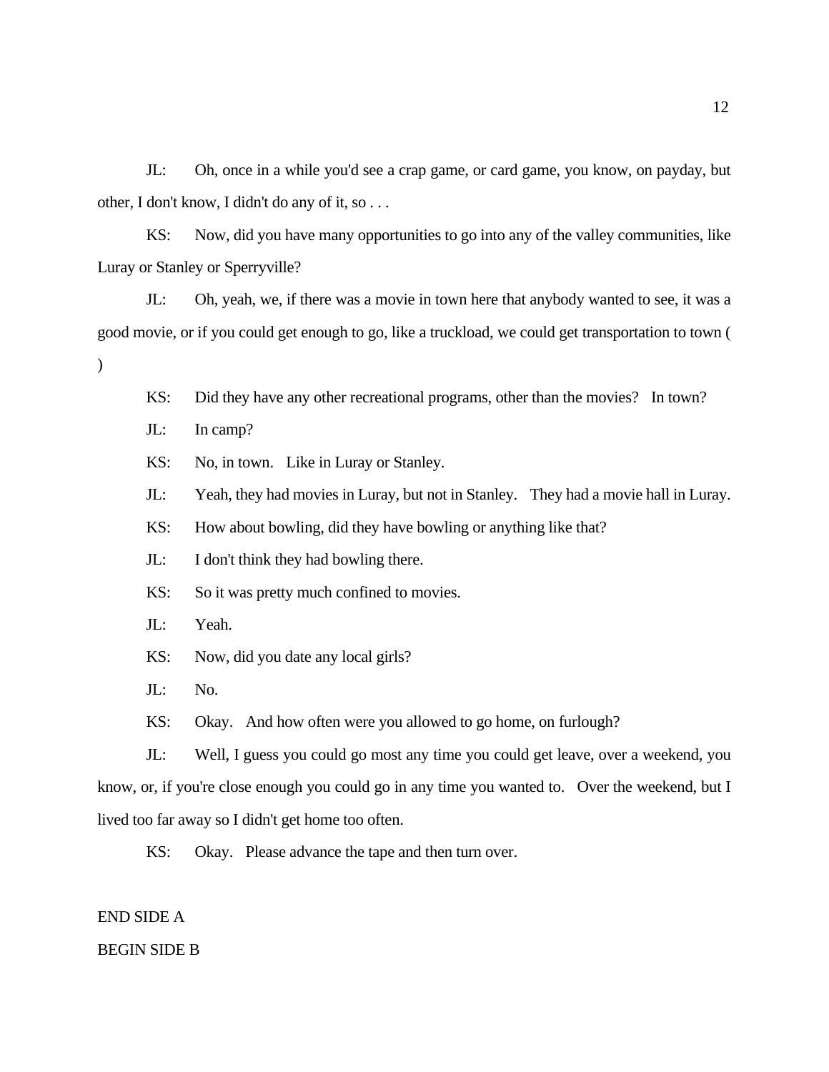JL: Oh, once in a while you'd see a crap game, or card game, you know, on payday, but other, I don't know, I didn't do any of it, so . . .

KS: Now, did you have many opportunities to go into any of the valley communities, like Luray or Stanley or Sperryville?

JL: Oh, yeah, we, if there was a movie in town here that anybody wanted to see, it was a good movie, or if you could get enough to go, like a truckload, we could get transportation to town ( )

KS: Did they have any other recreational programs, other than the movies? In town?

JL: In camp?

KS: No, in town. Like in Luray or Stanley.

JL: Yeah, they had movies in Luray, but not in Stanley. They had a movie hall in Luray.

KS: How about bowling, did they have bowling or anything like that?

JL: I don't think they had bowling there.

KS: So it was pretty much confined to movies.

JL: Yeah.

KS: Now, did you date any local girls?

JL: No.

KS: Okay. And how often were you allowed to go home, on furlough?

JL: Well, I guess you could go most any time you could get leave, over a weekend, you know, or, if you're close enough you could go in any time you wanted to. Over the weekend, but I lived too far away so I didn't get home too often.

KS: Okay. Please advance the tape and then turn over.

END SIDE A

BEGIN SIDE B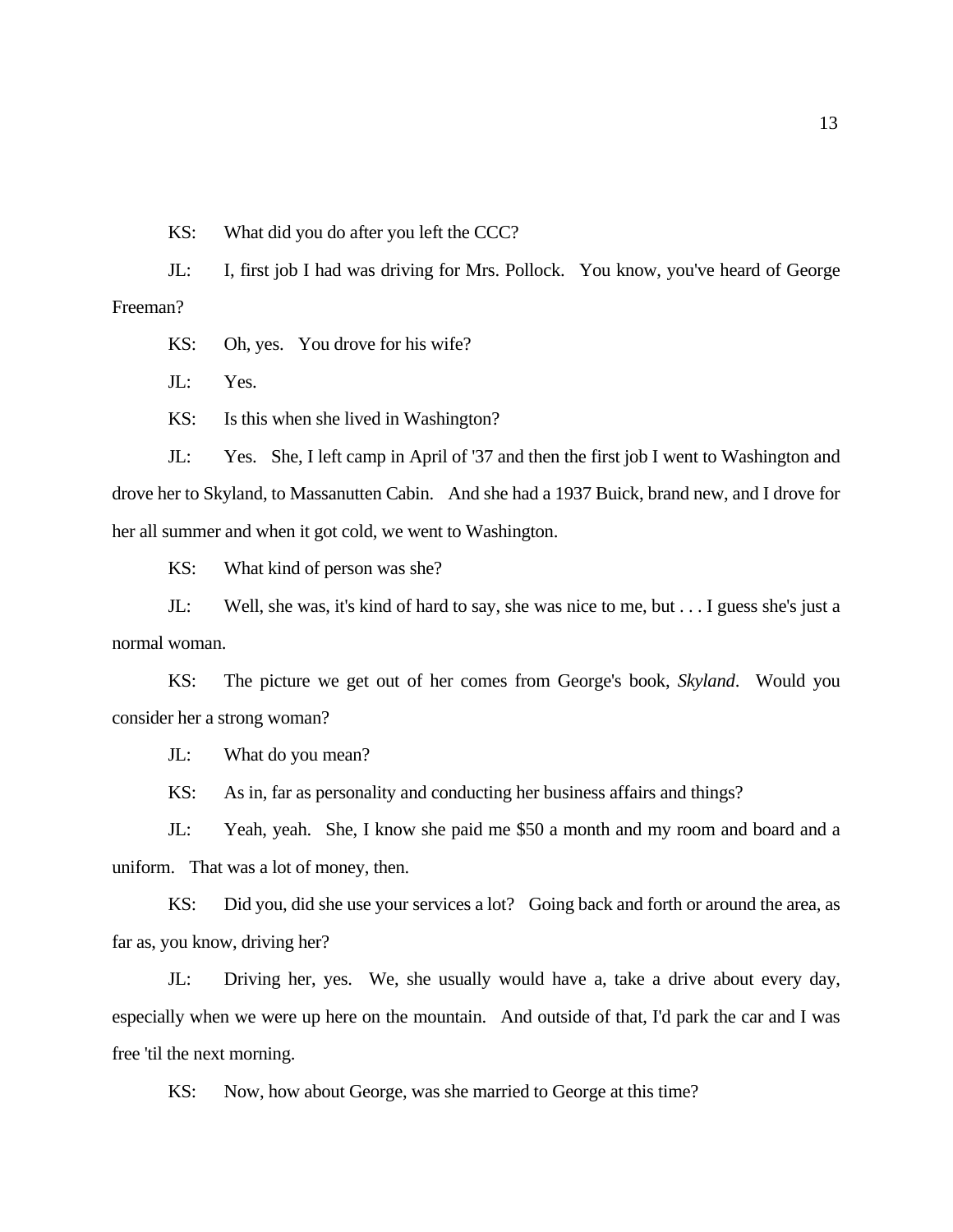KS: What did you do after you left the CCC?

JL: I, first job I had was driving for Mrs. Pollock. You know, you've heard of George Freeman?

KS: Oh, yes. You drove for his wife?

JL: Yes.

KS: Is this when she lived in Washington?

JL: Yes. She, I left camp in April of '37 and then the first job I went to Washington and drove her to Skyland, to Massanutten Cabin. And she had a 1937 Buick, brand new, and I drove for her all summer and when it got cold, we went to Washington.

KS: What kind of person was she?

JL: Well, she was, it's kind of hard to say, she was nice to me, but . . . I guess she's just a normal woman.

KS: The picture we get out of her comes from George's book, *Skyland*. Would you consider her a strong woman?

JL: What do you mean?

KS: As in, far as personality and conducting her business affairs and things?

JL: Yeah, yeah. She, I know she paid me $50 a month and my room and board and a uniform. That was a lot of money, then.

KS: Did you, did she use your services a lot? Going back and forth or around the area, as far as, you know, driving her?

JL: Driving her, yes. We, she usually would have a, take a drive about every day, especially when we were up here on the mountain. And outside of that, I'd park the car and I was free 'til the next morning.

KS: Now, how about George, was she married to George at this time?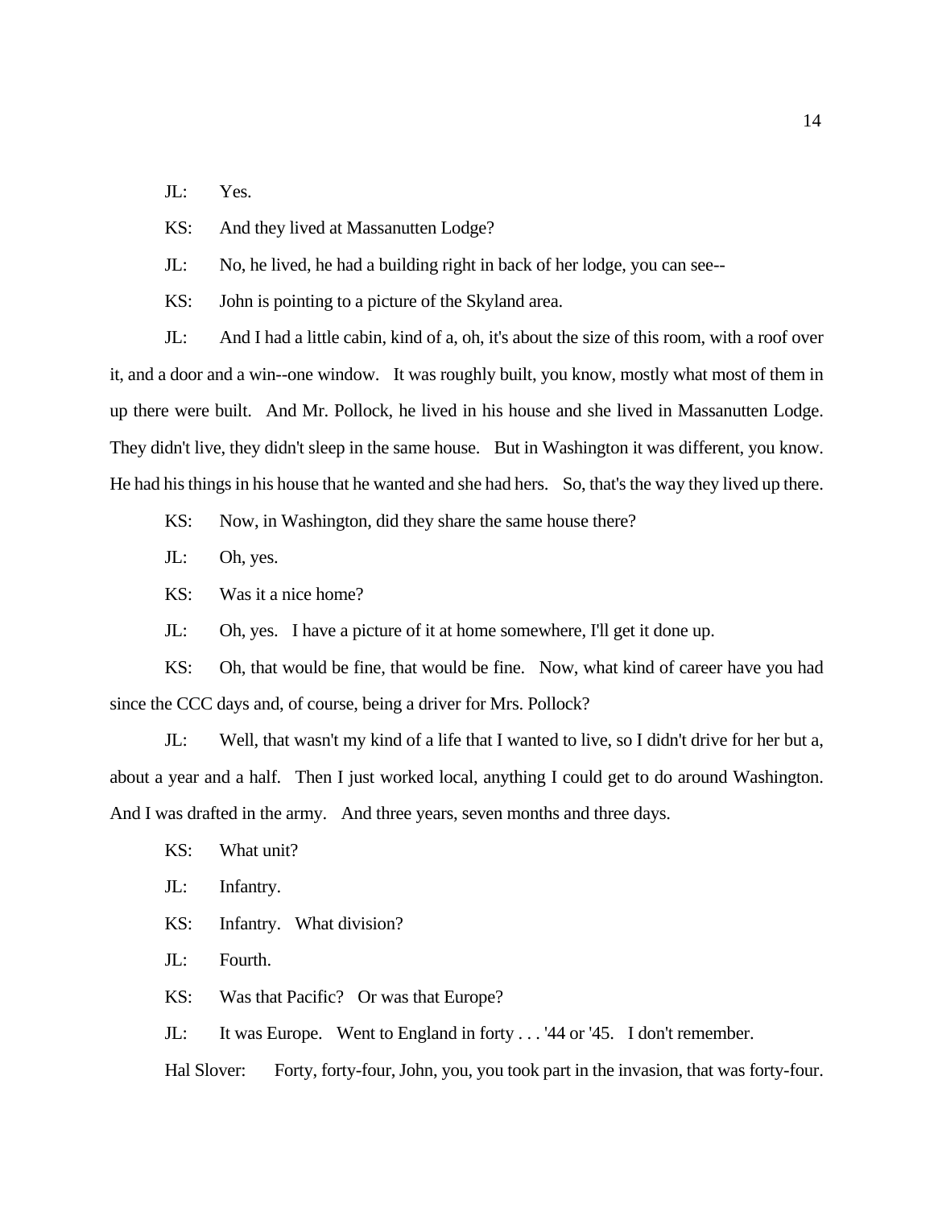JL: Yes.

KS: And they lived at Massanutten Lodge?

JL: No, he lived, he had a building right in back of her lodge, you can see--

KS: John is pointing to a picture of the Skyland area.

JL: And I had a little cabin, kind of a, oh, it's about the size of this room, with a roof over it, and a door and a win--one window. It was roughly built, you know, mostly what most of them in up there were built. And Mr. Pollock, he lived in his house and she lived in Massanutten Lodge. They didn't live, they didn't sleep in the same house. But in Washington it was different, you know. He had his things in his house that he wanted and she had hers. So, that's the way they lived up there.

KS: Now, in Washington, did they share the same house there?

JL: Oh, yes.

KS: Was it a nice home?

JL: Oh, yes. I have a picture of it at home somewhere, I'll get it done up.

KS: Oh, that would be fine, that would be fine. Now, what kind of career have you had since the CCC days and, of course, being a driver for Mrs. Pollock?

JL: Well, that wasn't my kind of a life that I wanted to live, so I didn't drive for her but a, about a year and a half. Then I just worked local, anything I could get to do around Washington. And I was drafted in the army. And three years, seven months and three days.

KS: What unit?

JL: Infantry.

KS: Infantry. What division?

JL: Fourth.

KS: Was that Pacific? Or was that Europe?

JL: It was Europe. Went to England in forty . . . '44 or '45. I don't remember.

Hal Slover: Forty, forty-four, John, you, you took part in the invasion, that was forty-four.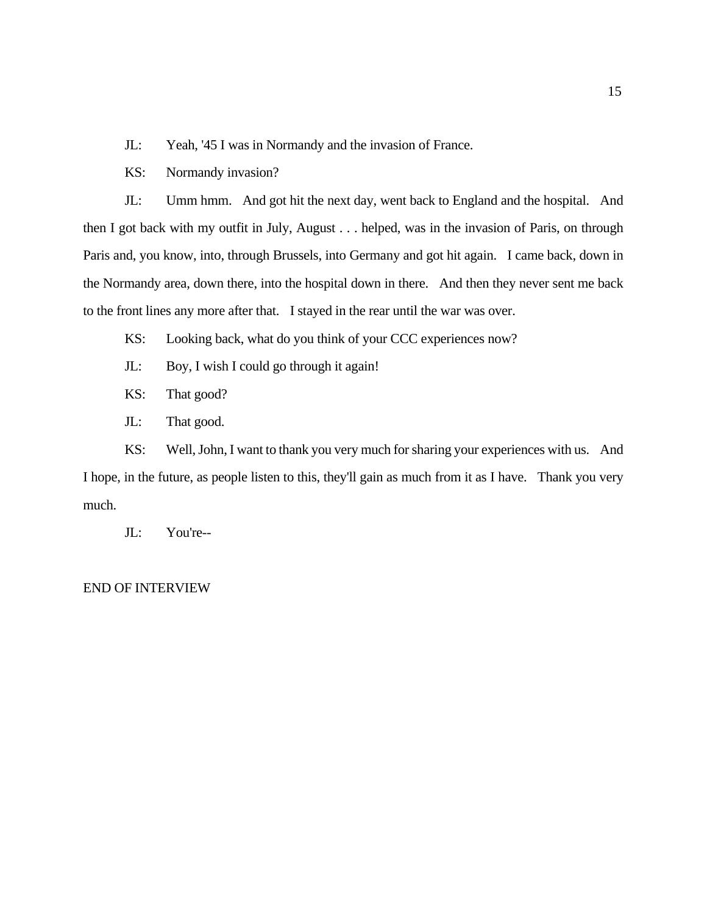JL: Yeah, '45 I was in Normandy and the invasion of France.

KS: Normandy invasion?

JL: Umm hmm. And got hit the next day, went back to England and the hospital. And then I got back with my outfit in July, August . . . helped, was in the invasion of Paris, on through Paris and, you know, into, through Brussels, into Germany and got hit again. I came back, down in the Normandy area, down there, into the hospital down in there. And then they never sent me back to the front lines any more after that. I stayed in the rear until the war was over.

KS: Looking back, what do you think of your CCC experiences now?

JL: Boy, I wish I could go through it again!

KS: That good?

JL: That good.

KS: Well, John, I want to thank you very much for sharing your experiences with us. And I hope, in the future, as people listen to this, they'll gain as much from it as I have. Thank you very much.

JL: You're--

END OF INTERVIEW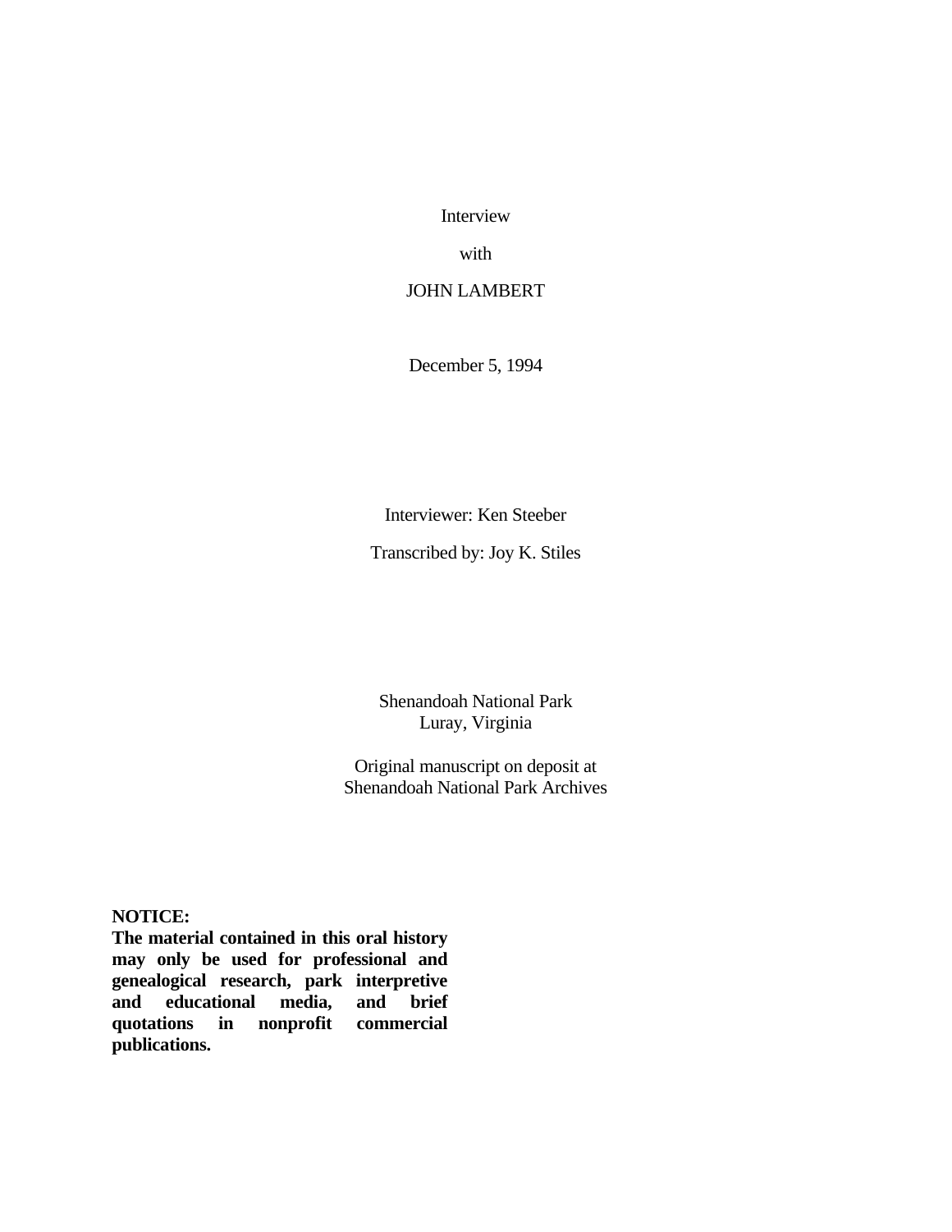Interview

with

JOHN LAMBERT

December 5, 1994

Interviewer: Ken Steeber

Transcribed by: Joy K. Stiles

Shenandoah National Park
Luray, Virginia

Original manuscript on deposit at
Shenandoah National Park Archives

**NOTICE:**
**The material contained in this oral history may only be used for professional and genealogical research, park interpretive and educational media, and brief quotations in nonprofit commercial publications.**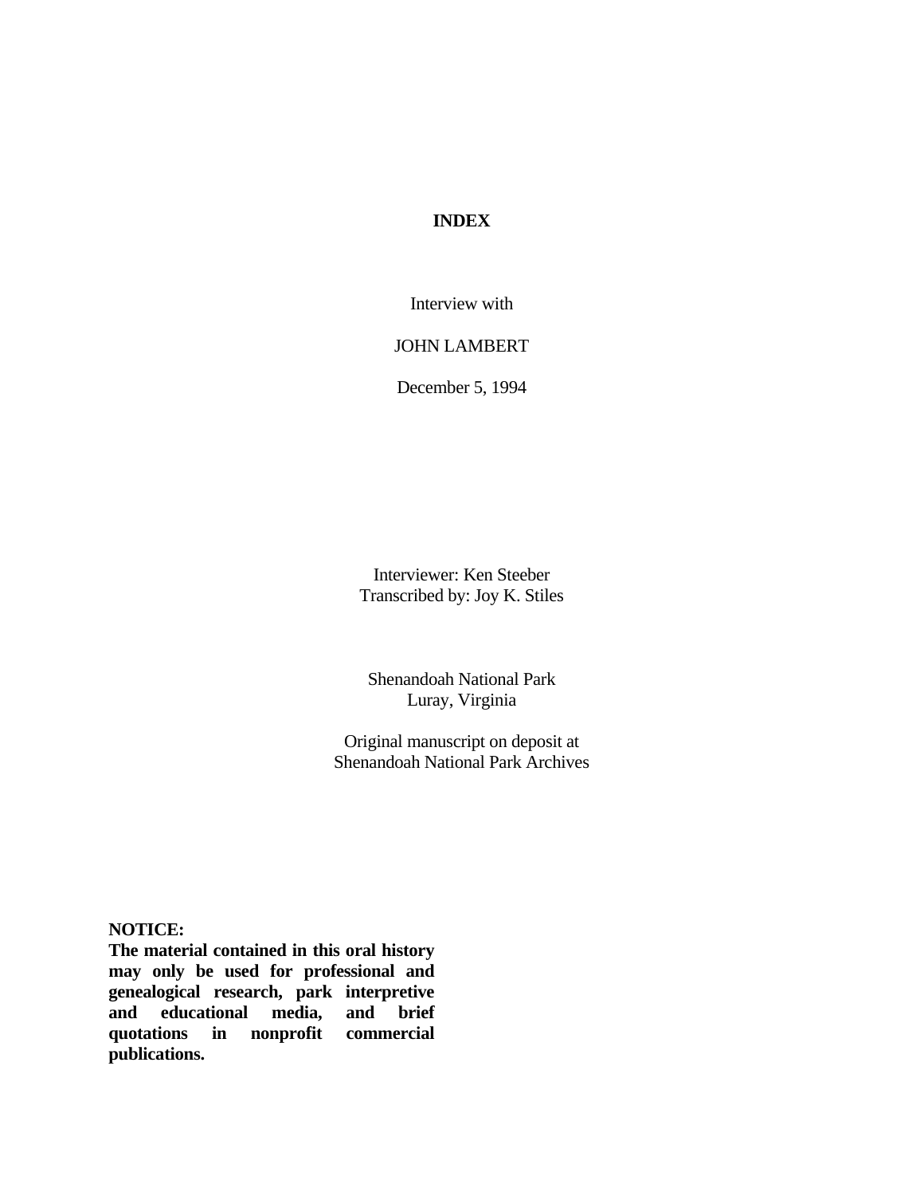# INDEX

Interview with

JOHN LAMBERT

December 5, 1994

Interviewer: Ken Steeber
Transcribed by: Joy K. Stiles

Shenandoah National Park
Luray, Virginia

Original manuscript on deposit at
Shenandoah National Park Archives

**NOTICE:**
**The material contained in this oral history may only be used for professional and genealogical research, park interpretive and educational media, and brief quotations in nonprofit commercial publications.**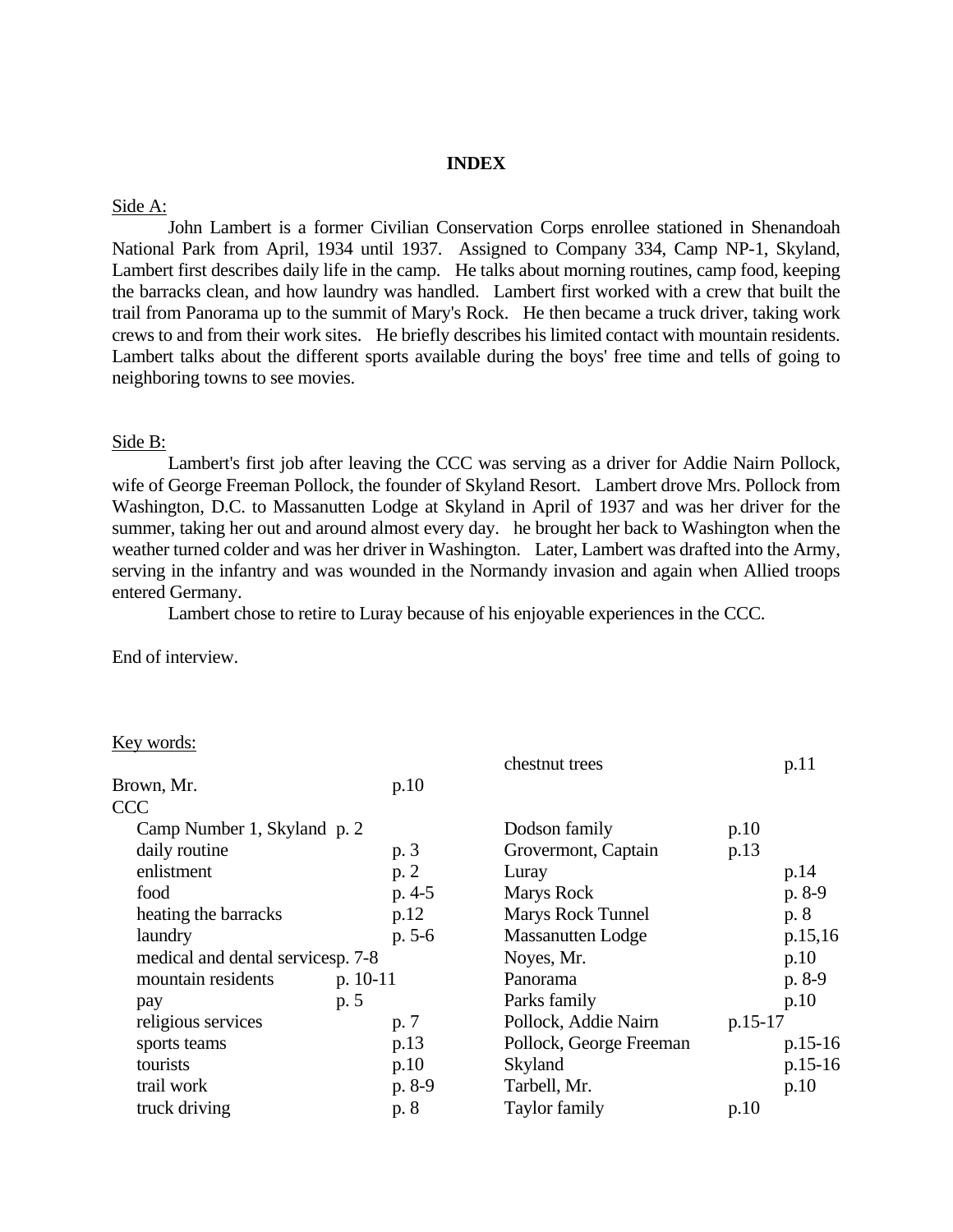# INDEX

Side A:

John Lambert is a former Civilian Conservation Corps enrollee stationed in Shenandoah National Park from April, 1934 until 1937. Assigned to Company 334, Camp NP-1, Skyland, Lambert first describes daily life in the camp. He talks about morning routines, camp food, keeping the barracks clean, and how laundry was handled. Lambert first worked with a crew that built the trail from Panorama up to the summit of Mary's Rock. He then became a truck driver, taking work crews to and from their work sites. He briefly describes his limited contact with mountain residents. Lambert talks about the different sports available during the boys' free time and tells of going to neighboring towns to see movies.

Side B:

Lambert's first job after leaving the CCC was serving as a driver for Addie Nairn Pollock, wife of George Freeman Pollock, the founder of Skyland Resort. Lambert drove Mrs. Pollock from Washington, D.C. to Massanutten Lodge at Skyland in April of 1937 and was her driver for the summer, taking her out and around almost every day. he brought her back to Washington when the weather turned colder and was her driver in Washington. Later, Lambert was drafted into the Army, serving in the infantry and was wounded in the Normandy invasion and again when Allied troops entered Germany.

Lambert chose to retire to Luray because of his enjoyable experiences in the CCC.

End of interview.

Key words:

Brown, Mr. p.10
CCC
- Camp Number 1, Skyland p. 2
- daily routine p. 3
- enlistment p. 2
- food p. 4-5
- heating the barracks p.12
- laundry p. 5-6
- medical and dental services p. 7-8
- mountain residents p. 10-11
- pay p. 5
- religious services p. 7
- sports teams p.13
- tourists p.10
- trail work p. 8-9
- truck driving p. 8

chestnut trees p.11
Dodson family p.10
Grovermont, Captain p.13
Luray p.14
Marys Rock p. 8-9
Marys Rock Tunnel p. 8
Massanutten Lodge p.15,16
Noyes, Mr. p.10
Panorama p. 8-9
Parks family p.10
Pollock, Addie Nairn p.15-17
Pollock, George Freeman p.15-16
Skyland p.15-16
Tarbell, Mr. p.10
Taylor family p.10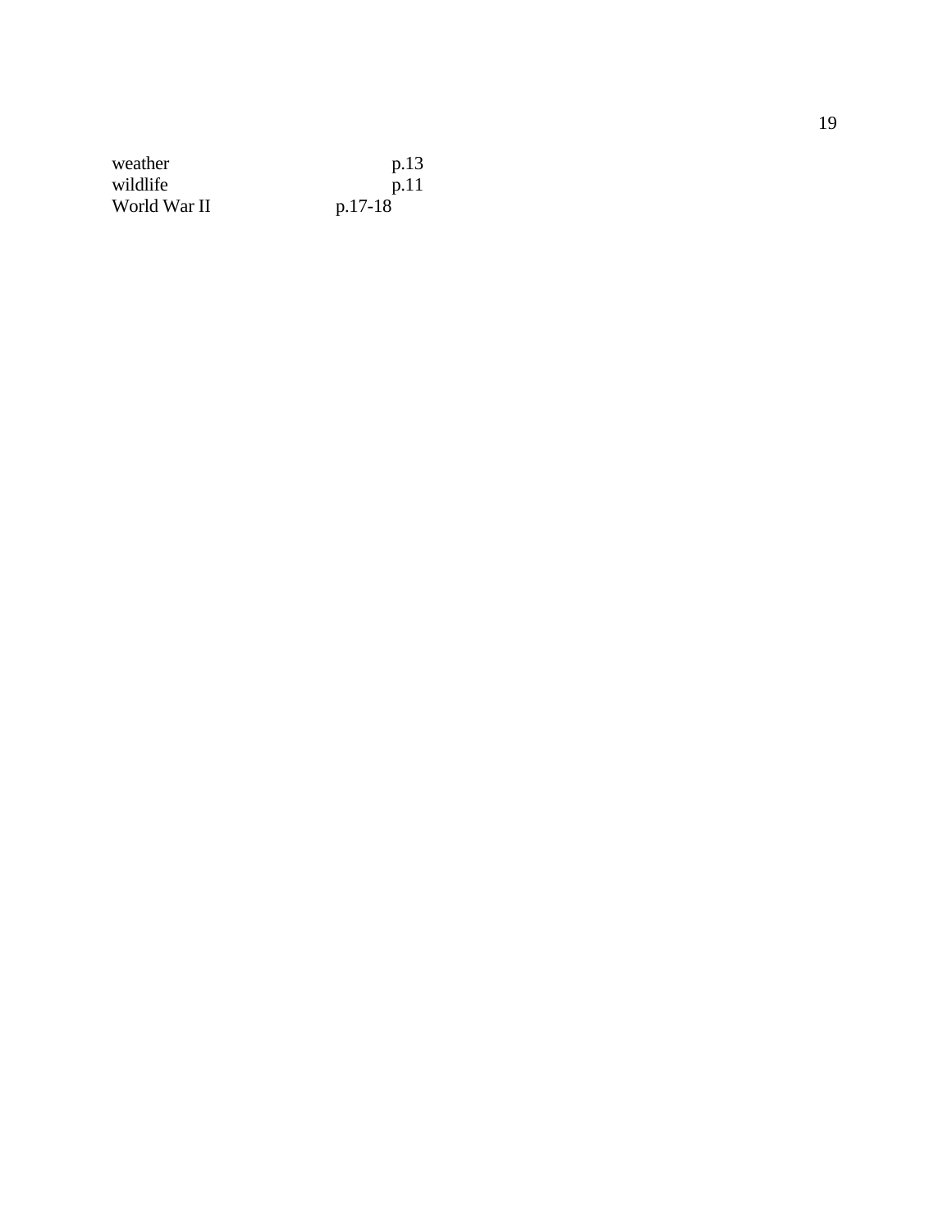| | |
|---|---|
| weather | p.13 |
| wildlife | p.11 |
| World War II | p.17-18 |